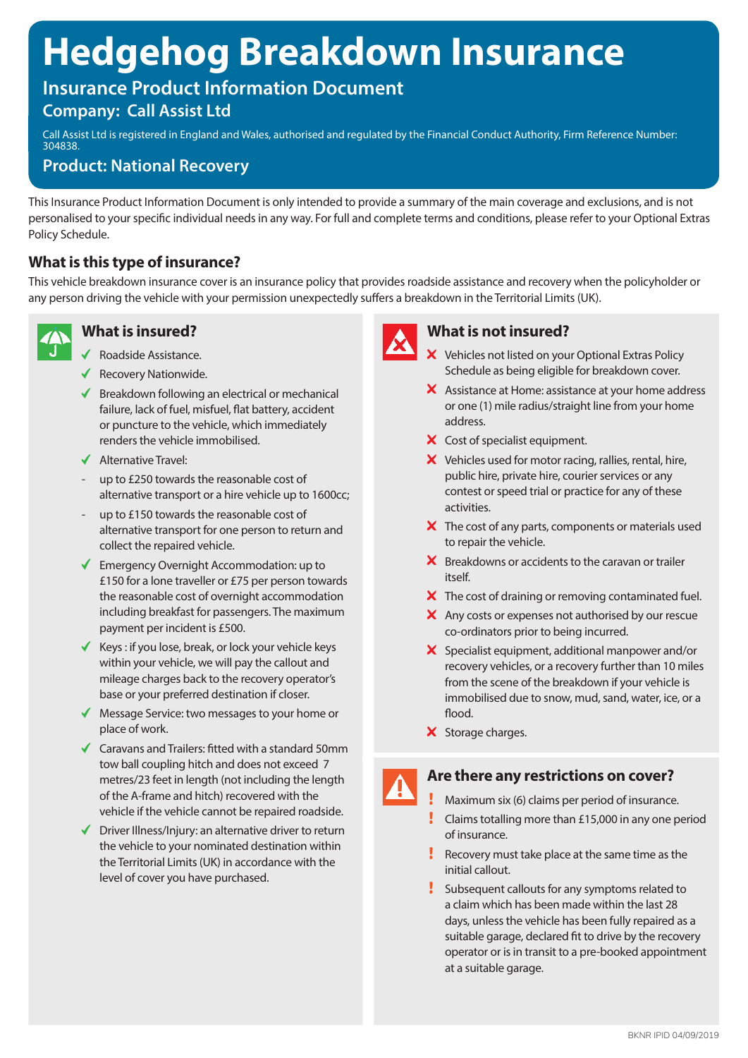# Hedgehog Breakdown Insurance

## Insurance Product Information Document

### Company: Call Assist Ltd

Call Assist Ltd is registered in England and Wales, authorised and regulated by the Financial Conduct Authority, Firm Reference Number: 304838.

### Product: National Recovery

This Insurance Product Information Document is only intended to provide a summary of the main coverage and exclusions, and is not personalised to your specific individual needs in any way. For full and complete terms and conditions, please refer to your Optional Extras Policy Schedule.

### What is this type of insurance?

This vehicle breakdown insurance cover is an insurance policy that provides roadside assistance and recovery when the policyholder or any person driving the vehicle with your permission unexpectedly suffers a breakdown in the Territorial Limits (UK).

### What is insured?

- ✓ Roadside Assistance.
- ✓ Recovery Nationwide.
- ✓ Breakdown following an electrical or mechanical failure, lack of fuel, misfuel, flat battery, accident or puncture to the vehicle, which immediately renders the vehicle immobilised.
- ✓ Alternative Travel:
  - up to £250 towards the reasonable cost of alternative transport or a hire vehicle up to 1600cc;
  - up to £150 towards the reasonable cost of alternative transport for one person to return and collect the repaired vehicle.
- ✓ Emergency Overnight Accommodation: up to £150 for a lone traveller or £75 per person towards the reasonable cost of overnight accommodation including breakfast for passengers. The maximum payment per incident is £500.
- ✓ Keys : if you lose, break, or lock your vehicle keys within your vehicle, we will pay the callout and mileage charges back to the recovery operator's base or your preferred destination if closer.
- ✓ Message Service: two messages to your home or place of work.
- ✓ Caravans and Trailers: fitted with a standard 50mm tow ball coupling hitch and does not exceed 7 metres/23 feet in length (not including the length of the A-frame and hitch) recovered with the vehicle if the vehicle cannot be repaired roadside.
- ✓ Driver Illness/Injury: an alternative driver to return the vehicle to your nominated destination within the Territorial Limits (UK) in accordance with the level of cover you have purchased.

### What is not insured?

- ✗ Vehicles not listed on your Optional Extras Policy Schedule as being eligible for breakdown cover.
- ✗ Assistance at Home: assistance at your home address or one (1) mile radius/straight line from your home address.
- ✗ Cost of specialist equipment.
- ✗ Vehicles used for motor racing, rallies, rental, hire, public hire, private hire, courier services or any contest or speed trial or practice for any of these activities.
- ✗ The cost of any parts, components or materials used to repair the vehicle.
- ✗ Breakdowns or accidents to the caravan or trailer itself.
- ✗ The cost of draining or removing contaminated fuel.
- ✗ Any costs or expenses not authorised by our rescue co-ordinators prior to being incurred.
- ✗ Specialist equipment, additional manpower and/or recovery vehicles, or a recovery further than 10 miles from the scene of the breakdown if your vehicle is immobilised due to snow, mud, sand, water, ice, or a flood.
- ✗ Storage charges.

### Are there any restrictions on cover?

- ! Maximum six (6) claims per period of insurance.
- ! Claims totalling more than £15,000 in any one period of insurance.
- ! Recovery must take place at the same time as the initial callout.
- ! Subsequent callouts for any symptoms related to a claim which has been made within the last 28 days, unless the vehicle has been fully repaired as a suitable garage, declared fit to drive by the recovery operator or is in transit to a pre-booked appointment at a suitable garage.

BKNR IPID 04/09/2019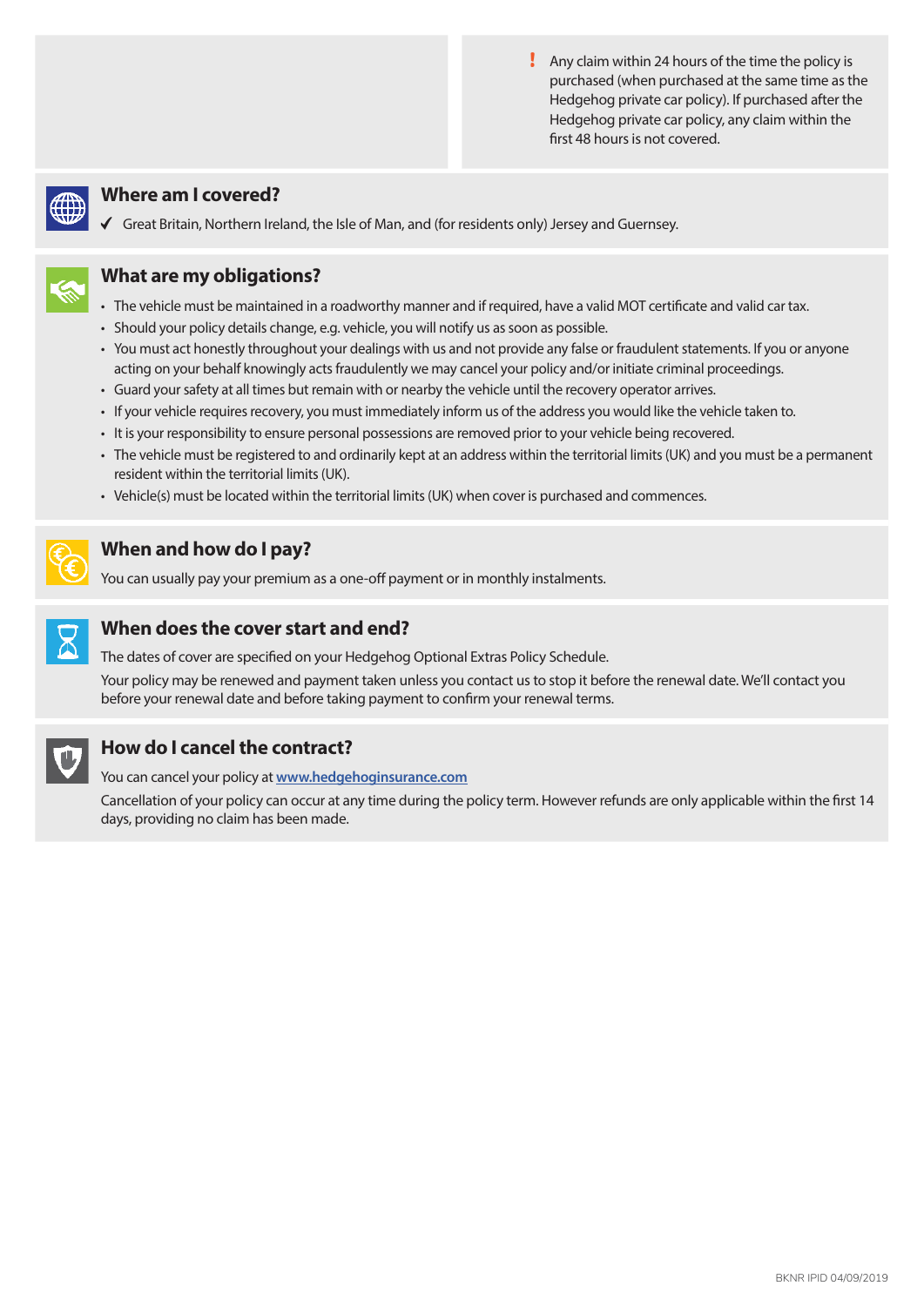! Any claim within 24 hours of the time the policy is purchased (when purchased at the same time as the Hedgehog private car policy). If purchased after the Hedgehog private car policy, any claim within the first 48 hours is not covered.

## Where am I covered?

✓ Great Britain, Northern Ireland, the Isle of Man, and (for residents only) Jersey and Guernsey.

## What are my obligations?

- The vehicle must be maintained in a roadworthy manner and if required, have a valid MOT certificate and valid car tax.
- Should your policy details change, e.g. vehicle, you will notify us as soon as possible.
- You must act honestly throughout your dealings with us and not provide any false or fraudulent statements. If you or anyone acting on your behalf knowingly acts fraudulently we may cancel your policy and/or initiate criminal proceedings.
- Guard your safety at all times but remain with or nearby the vehicle until the recovery operator arrives.
- If your vehicle requires recovery, you must immediately inform us of the address you would like the vehicle taken to.
- It is your responsibility to ensure personal possessions are removed prior to your vehicle being recovered.
- The vehicle must be registered to and ordinarily kept at an address within the territorial limits (UK) and you must be a permanent resident within the territorial limits (UK).
- Vehicle(s) must be located within the territorial limits (UK) when cover is purchased and commences.

## When and how do I pay?

You can usually pay your premium as a one-off payment or in monthly instalments.

## When does the cover start and end?

The dates of cover are specified on your Hedgehog Optional Extras Policy Schedule.

Your policy may be renewed and payment taken unless you contact us to stop it before the renewal date. We'll contact you before your renewal date and before taking payment to confirm your renewal terms.

## How do I cancel the contract?

You can cancel your policy at **www.hedgehoginsurance.com**

Cancellation of your policy can occur at any time during the policy term. However refunds are only applicable within the first 14 days, providing no claim has been made.

BKNR IPID 04/09/2019